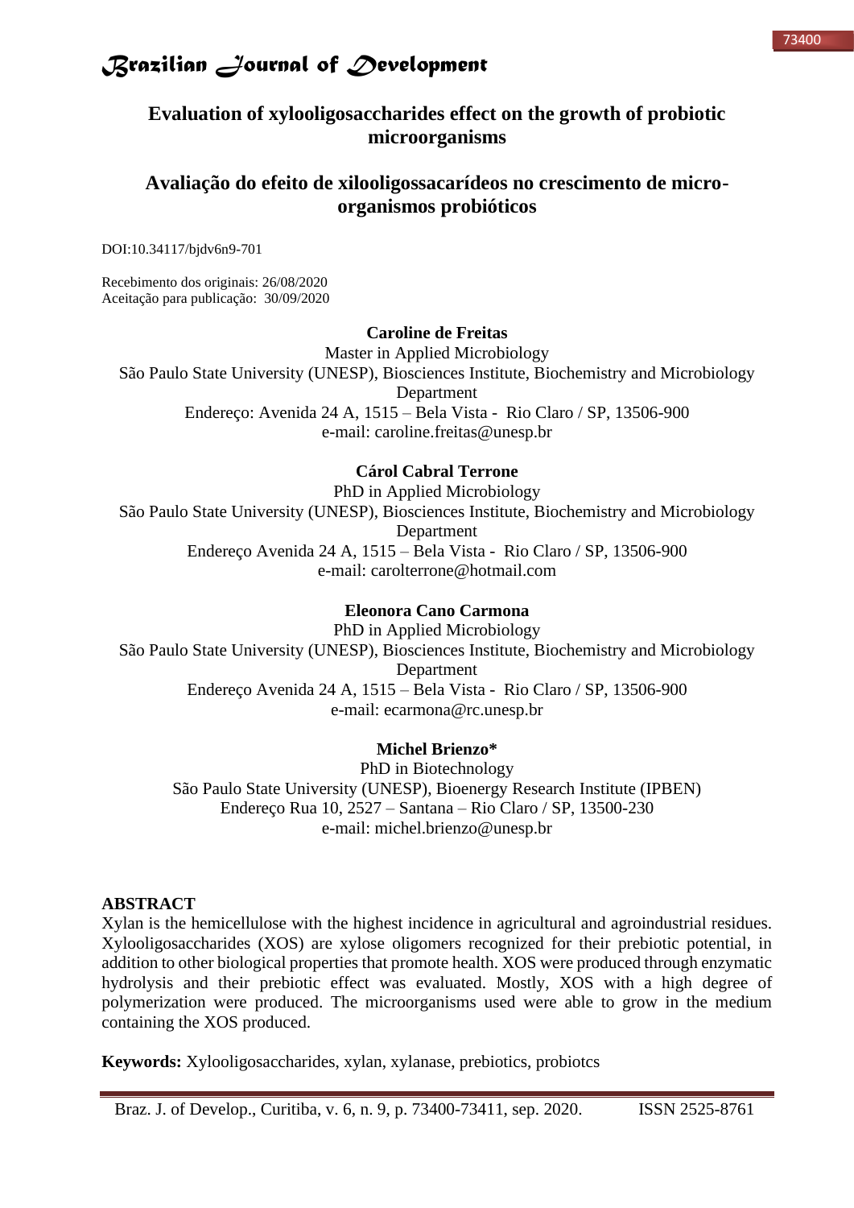# Evaluation of xylooligosaccharides effect on the growth of probiotic microorganisms

# Avaliação do efeito de xilooligossacarídeos no crescimento de micro-organismos probióticos

DOI:10.34117/bjdv6n9-701

Recebimento dos originais: 26/08/2020
Aceitação para publicação: 30/09/2020

**Caroline de Freitas**
Master in Applied Microbiology
São Paulo State University (UNESP), Biosciences Institute, Biochemistry and Microbiology Department
Endereço: Avenida 24 A, 1515 – Bela Vista - Rio Claro / SP, 13506-900
e-mail: caroline.freitas@unesp.br

**Cárol Cabral Terrone**
PhD in Applied Microbiology
São Paulo State University (UNESP), Biosciences Institute, Biochemistry and Microbiology Department
Endereço Avenida 24 A, 1515 – Bela Vista - Rio Claro / SP, 13506-900
e-mail: carolterrone@hotmail.com

**Eleonora Cano Carmona**
PhD in Applied Microbiology
São Paulo State University (UNESP), Biosciences Institute, Biochemistry and Microbiology Department
Endereço Avenida 24 A, 1515 – Bela Vista - Rio Claro / SP, 13506-900
e-mail: ecarmona@rc.unesp.br

**Michel Brienzo***
PhD in Biotechnology
São Paulo State University (UNESP), Bioenergy Research Institute (IPBEN)
Endereço Rua 10, 2527 – Santana – Rio Claro / SP, 13500-230
e-mail: michel.brienzo@unesp.br

## ABSTRACT

Xylan is the hemicellulose with the highest incidence in agricultural and agroindustrial residues. Xylooligosaccharides (XOS) are xylose oligomers recognized for their prebiotic potential, in addition to other biological properties that promote health. XOS were produced through enzymatic hydrolysis and their prebiotic effect was evaluated. Mostly, XOS with a high degree of polymerization were produced. The microorganisms used were able to grow in the medium containing the XOS produced.

**Keywords:** Xylooligosaccharides, xylan, xylanase, prebiotics, probiotcs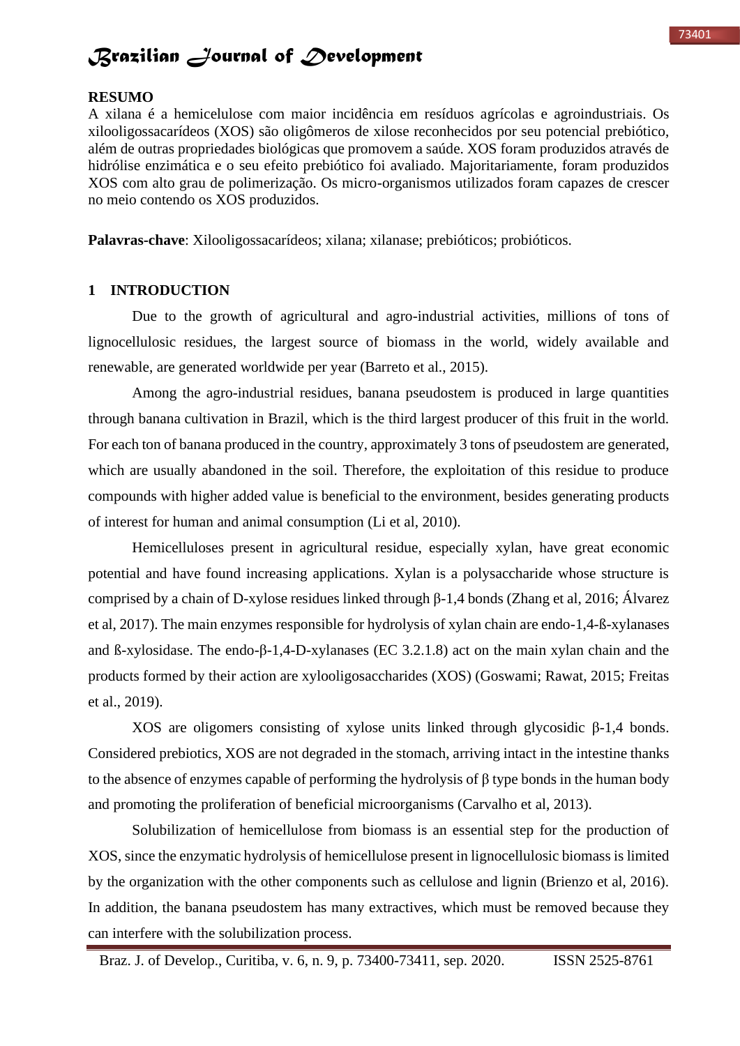**RESUMO**

A xilana é a hemicelulose com maior incidência em resíduos agrícolas e agroindustriais. Os xilooligossacarídeos (XOS) são oligômeros de xilose reconhecidos por seu potencial prebiótico, além de outras propriedades biológicas que promovem a saúde. XOS foram produzidos através de hidrólise enzimática e o seu efeito prebiótico foi avaliado. Majoritariamente, foram produzidos XOS com alto grau de polimerização. Os micro-organismos utilizados foram capazes de crescer no meio contendo os XOS produzidos.

**Palavras-chave**: Xilooligossacarídeos; xilana; xilanase; prebióticos; probióticos.

## 1 INTRODUCTION

Due to the growth of agricultural and agro-industrial activities, millions of tons of lignocellulosic residues, the largest source of biomass in the world, widely available and renewable, are generated worldwide per year (Barreto et al., 2015).

Among the agro-industrial residues, banana pseudostem is produced in large quantities through banana cultivation in Brazil, which is the third largest producer of this fruit in the world. For each ton of banana produced in the country, approximately 3 tons of pseudostem are generated, which are usually abandoned in the soil. Therefore, the exploitation of this residue to produce compounds with higher added value is beneficial to the environment, besides generating products of interest for human and animal consumption (Li et al, 2010).

Hemicelluloses present in agricultural residue, especially xylan, have great economic potential and have found increasing applications. Xylan is a polysaccharide whose structure is comprised by a chain of D-xylose residues linked through β-1,4 bonds (Zhang et al, 2016; Álvarez et al, 2017). The main enzymes responsible for hydrolysis of xylan chain are endo-1,4-ß-xylanases and ß-xylosidase. The endo-β-1,4-D-xylanases (EC 3.2.1.8) act on the main xylan chain and the products formed by their action are xylooligosaccharides (XOS) (Goswami; Rawat, 2015; Freitas et al., 2019).

XOS are oligomers consisting of xylose units linked through glycosidic β-1,4 bonds. Considered prebiotics, XOS are not degraded in the stomach, arriving intact in the intestine thanks to the absence of enzymes capable of performing the hydrolysis of β type bonds in the human body and promoting the proliferation of beneficial microorganisms (Carvalho et al, 2013).

Solubilization of hemicellulose from biomass is an essential step for the production of XOS, since the enzymatic hydrolysis of hemicellulose present in lignocellulosic biomass is limited by the organization with the other components such as cellulose and lignin (Brienzo et al, 2016). In addition, the banana pseudostem has many extractives, which must be removed because they can interfere with the solubilization process.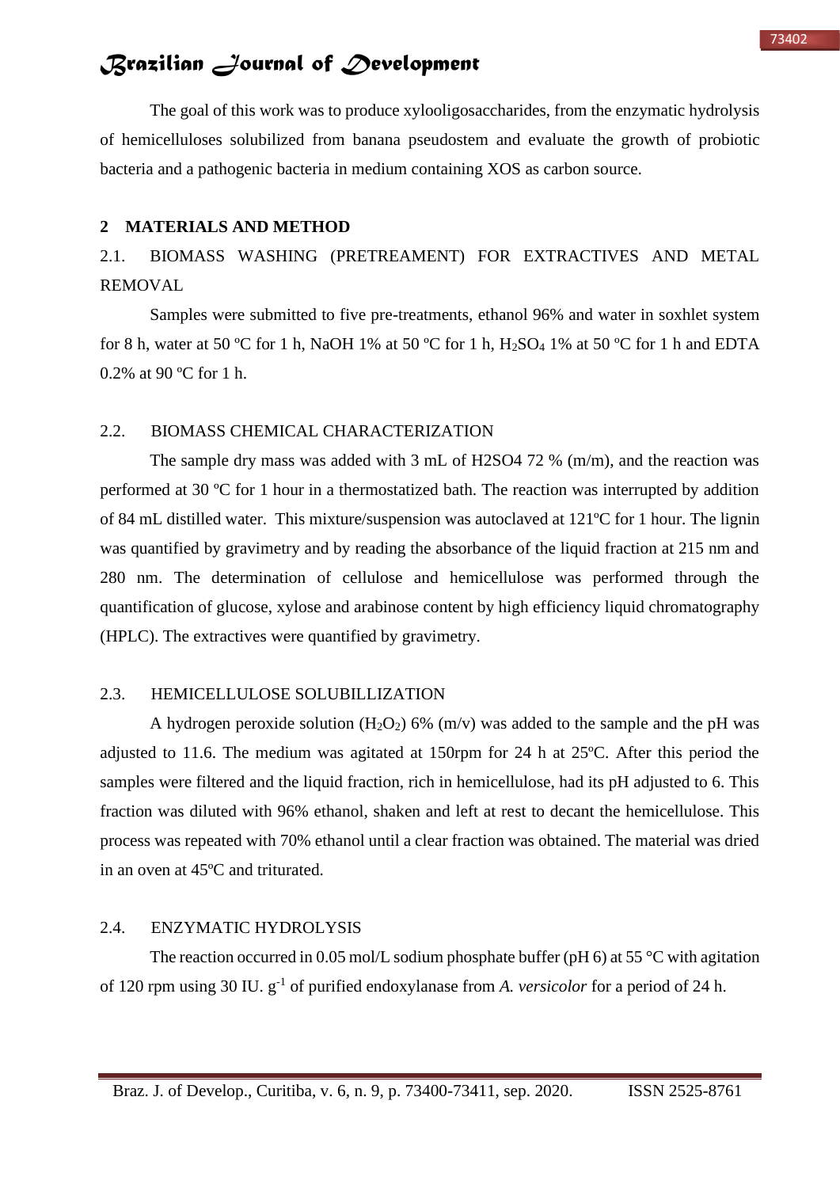The goal of this work was to produce xylooligosaccharides, from the enzymatic hydrolysis of hemicelluloses solubilized from banana pseudostem and evaluate the growth of probiotic bacteria and a pathogenic bacteria in medium containing XOS as carbon source.

## 2 MATERIALS AND METHOD

### 2.1. BIOMASS WASHING (PRETREAMENT) FOR EXTRACTIVES AND METAL REMOVAL

Samples were submitted to five pre-treatments, ethanol 96% and water in soxhlet system for 8 h, water at 50 ºC for 1 h, NaOH 1% at 50 ºC for 1 h, $H_2SO_4$ 1% at 50 ºC for 1 h and EDTA 0.2% at 90 ºC for 1 h.

### 2.2. BIOMASS CHEMICAL CHARACTERIZATION

The sample dry mass was added with 3 mL of H2SO4 72 % (m/m), and the reaction was performed at 30 ºC for 1 hour in a thermostatized bath. The reaction was interrupted by addition of 84 mL distilled water. This mixture/suspension was autoclaved at 121ºC for 1 hour. The lignin was quantified by gravimetry and by reading the absorbance of the liquid fraction at 215 nm and 280 nm. The determination of cellulose and hemicellulose was performed through the quantification of glucose, xylose and arabinose content by high efficiency liquid chromatography (HPLC). The extractives were quantified by gravimetry.

### 2.3. HEMICELLULOSE SOLUBILLIZATION

A hydrogen peroxide solution ($H_2O_2$) 6% (m/v) was added to the sample and the pH was adjusted to 11.6. The medium was agitated at 150rpm for 24 h at 25ºC. After this period the samples were filtered and the liquid fraction, rich in hemicellulose, had its pH adjusted to 6. This fraction was diluted with 96% ethanol, shaken and left at rest to decant the hemicellulose. This process was repeated with 70% ethanol until a clear fraction was obtained. The material was dried in an oven at 45ºC and triturated.

### 2.4. ENZYMATIC HYDROLYSIS

The reaction occurred in 0.05 mol/L sodium phosphate buffer (pH 6) at 55 °C with agitation of 120 rpm using 30 IU. $g^{-1}$ of purified endoxylanase from *A. versicolor* for a period of 24 h.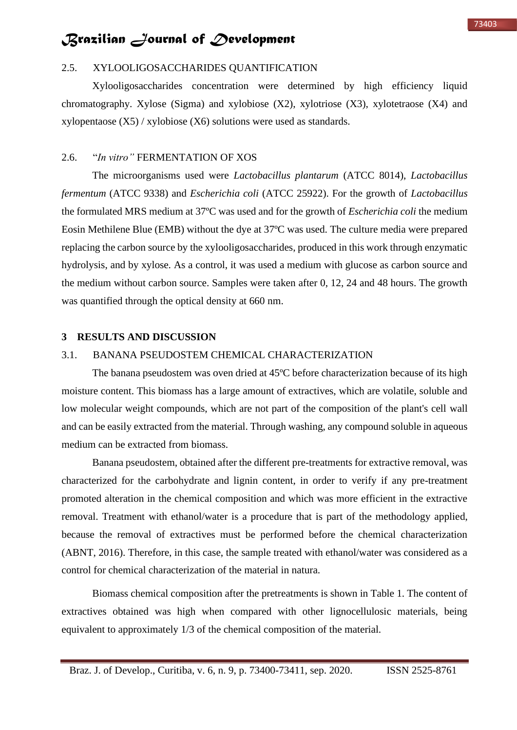## 2.5. XYLOOLIGOSACCHARIDES QUANTIFICATION

Xylooligosaccharides concentration were determined by high efficiency liquid chromatography. Xylose (Sigma) and xylobiose (X2), xylotriose (X3), xylotetraose (X4) and xylopentaose (X5) / xylobiose (X6) solutions were used as standards.

## 2.6. "*In vitro"* FERMENTATION OF XOS

The microorganisms used were *Lactobacillus plantarum* (ATCC 8014), *Lactobacillus fermentum* (ATCC 9338) and *Escherichia coli* (ATCC 25922). For the growth of *Lactobacillus* the formulated MRS medium at 37ºC was used and for the growth of *Escherichia coli* the medium Eosin Methilene Blue (EMB) without the dye at 37ºC was used. The culture media were prepared replacing the carbon source by the xylooligosaccharides, produced in this work through enzymatic hydrolysis, and by xylose. As a control, it was used a medium with glucose as carbon source and the medium without carbon source. Samples were taken after 0, 12, 24 and 48 hours. The growth was quantified through the optical density at 660 nm.

# 3 RESULTS AND DISCUSSION

## 3.1. BANANA PSEUDOSTEM CHEMICAL CHARACTERIZATION

The banana pseudostem was oven dried at 45ºC before characterization because of its high moisture content. This biomass has a large amount of extractives, which are volatile, soluble and low molecular weight compounds, which are not part of the composition of the plant's cell wall and can be easily extracted from the material. Through washing, any compound soluble in aqueous medium can be extracted from biomass.

Banana pseudostem, obtained after the different pre-treatments for extractive removal, was characterized for the carbohydrate and lignin content, in order to verify if any pre-treatment promoted alteration in the chemical composition and which was more efficient in the extractive removal. Treatment with ethanol/water is a procedure that is part of the methodology applied, because the removal of extractives must be performed before the chemical characterization (ABNT, 2016). Therefore, in this case, the sample treated with ethanol/water was considered as a control for chemical characterization of the material in natura.

Biomass chemical composition after the pretreatments is shown in Table 1. The content of extractives obtained was high when compared with other lignocellulosic materials, being equivalent to approximately 1/3 of the chemical composition of the material.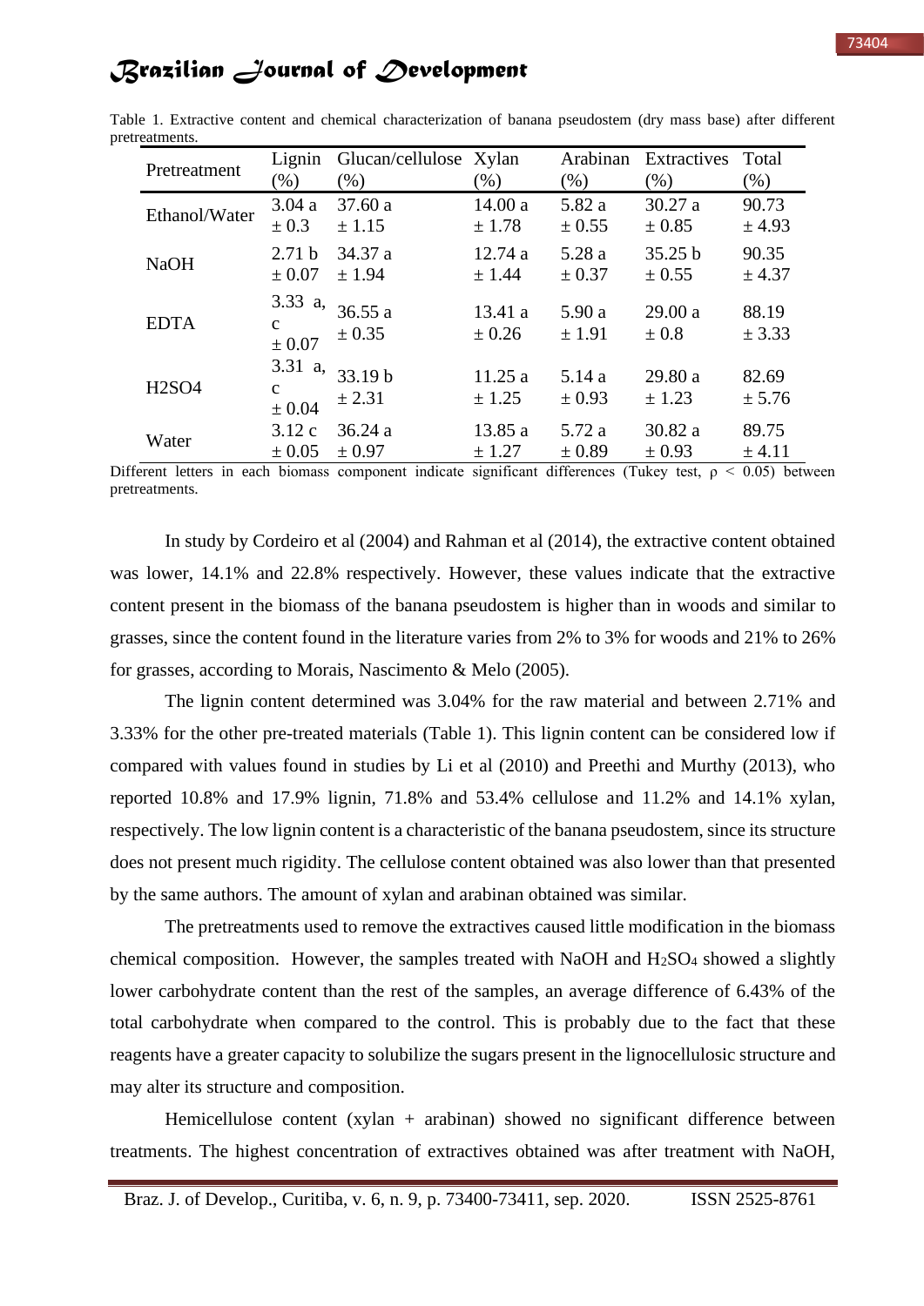Table 1. Extractive content and chemical characterization of banana pseudostem (dry mass base) after different pretreatments.

| Pretreatment | Lignin (%) | Glucan/cellulose (%) | Xylan (%) | Arabinan (%) | Extractives (%) | Total (%) |
|---|---|---|---|---|---|---|
| Ethanol/Water | 3.04 a ± 0.3 | 37.60 a ± 1.15 | 14.00 a ± 1.78 | 5.82 a ± 0.55 | 30.27 a ± 0.85 | 90.73 ± 4.93 |
| NaOH | 2.71 b ± 0.07 | 34.37 a ± 1.94 | 12.74 a ± 1.44 | 5.28 a ± 0.37 | 35.25 b ± 0.55 | 90.35 ± 4.37 |
| EDTA | 3.33 a, c ± 0.07 | 36.55 a ± 0.35 | 13.41 a ± 0.26 | 5.90 a ± 1.91 | 29.00 a ± 0.8 | 88.19 ± 3.33 |
| H2SO4 | 3.31 a, c ± 0.04 | 33.19 b ± 2.31 | 11.25 a ± 1.25 | 5.14 a ± 0.93 | 29.80 a ± 1.23 | 82.69 ± 5.76 |
| Water | 3.12 c ± 0.05 | 36.24 a ± 0.97 | 13.85 a ± 1.27 | 5.72 a ± 0.89 | 30.82 a ± 0.93 | 89.75 ± 4.11 |

Different letters in each biomass component indicate significant differences (Tukey test, $\rho < 0.05$) between pretreatments.

In study by Cordeiro et al (2004) and Rahman et al (2014), the extractive content obtained was lower, 14.1% and 22.8% respectively. However, these values indicate that the extractive content present in the biomass of the banana pseudostem is higher than in woods and similar to grasses, since the content found in the literature varies from 2% to 3% for woods and 21% to 26% for grasses, according to Morais, Nascimento & Melo (2005).

The lignin content determined was 3.04% for the raw material and between 2.71% and 3.33% for the other pre-treated materials (Table 1). This lignin content can be considered low if compared with values found in studies by Li et al (2010) and Preethi and Murthy (2013), who reported 10.8% and 17.9% lignin, 71.8% and 53.4% cellulose and 11.2% and 14.1% xylan, respectively. The low lignin content is a characteristic of the banana pseudostem, since its structure does not present much rigidity. The cellulose content obtained was also lower than that presented by the same authors. The amount of xylan and arabinan obtained was similar.

The pretreatments used to remove the extractives caused little modification in the biomass chemical composition. However, the samples treated with NaOH and $H_2SO_4$ showed a slightly lower carbohydrate content than the rest of the samples, an average difference of 6.43% of the total carbohydrate when compared to the control. This is probably due to the fact that these reagents have a greater capacity to solubilize the sugars present in the lignocellulosic structure and may alter its structure and composition.

Hemicellulose content (xylan + arabinan) showed no significant difference between treatments. The highest concentration of extractives obtained was after treatment with NaOH,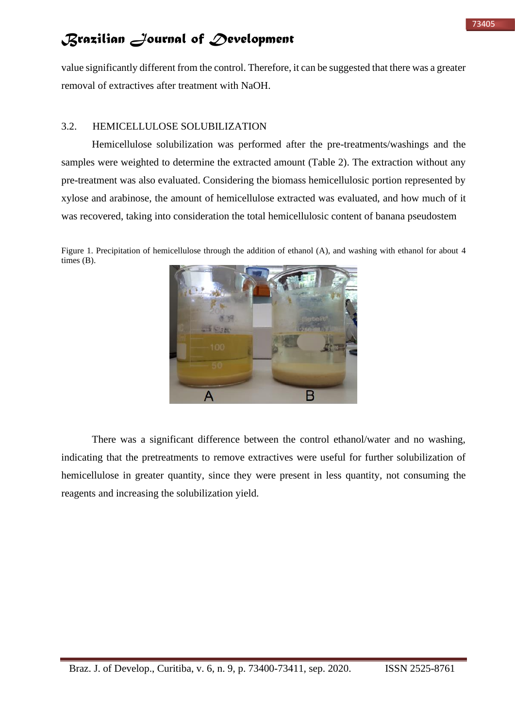value significantly different from the control. Therefore, it can be suggested that there was a greater removal of extractives after treatment with NaOH.

### 3.2. HEMICELLULOSE SOLUBILIZATION

Hemicellulose solubilization was performed after the pre-treatments/washings and the samples were weighted to determine the extracted amount (Table 2). The extraction without any pre-treatment was also evaluated. Considering the biomass hemicellulosic portion represented by xylose and arabinose, the amount of hemicellulose extracted was evaluated, and how much of it was recovered, taking into consideration the total hemicellulosic content of banana pseudostem

Figure 1. Precipitation of hemicellulose through the addition of ethanol (A), and washing with ethanol for about 4 times (B).

There was a significant difference between the control ethanol/water and no washing, indicating that the pretreatments to remove extractives were useful for further solubilization of hemicellulose in greater quantity, since they were present in less quantity, not consuming the reagents and increasing the solubilization yield.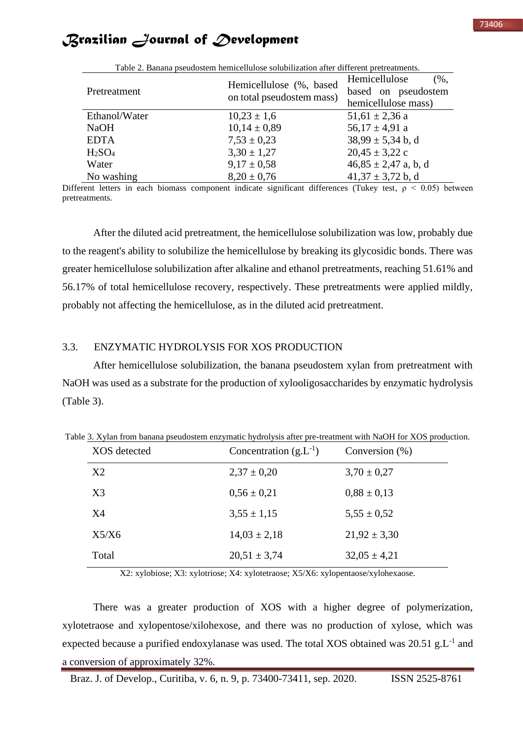Table 2. Banana pseudostem hemicellulose solubilization after different pretreatments.

| Pretreatment | Hemicellulose (%, based on total pseudostem mass) | Hemicellulose (%, based on pseudostem hemicellulose mass) |
|---|---|---|
| Ethanol/Water | 10,23 ± 1,6 | 51,61 ± 2,36 a |
| NaOH | 10,14 ± 0,89 | 56,17 ± 4,91 a |
| EDTA | 7,53 ± 0,23 | 38,99 ± 5,34 b, d |
| $H_2SO_4$ | 3,30 ± 1,27 | 20,45 ± 3,22 c |
| Water | 9,17 ± 0,58 | 46,85 ± 2,47 a, b, d |
| No washing | 8,20 ± 0,76 | 41,37 ± 3,72 b, d |

Different letters in each biomass component indicate significant differences (Tukey test, $\rho < 0.05$) between pretreatments.

After the diluted acid pretreatment, the hemicellulose solubilization was low, probably due to the reagent's ability to solubilize the hemicellulose by breaking its glycosidic bonds. There was greater hemicellulose solubilization after alkaline and ethanol pretreatments, reaching 51.61% and 56.17% of total hemicellulose recovery, respectively. These pretreatments were applied mildly, probably not affecting the hemicellulose, as in the diluted acid pretreatment.

## 3.3. ENZYMATIC HYDROLYSIS FOR XOS PRODUCTION

After hemicellulose solubilization, the banana pseudostem xylan from pretreatment with NaOH was used as a substrate for the production of xylooligosaccharides by enzymatic hydrolysis (Table 3).

Table 3. Xylan from banana pseudostem enzymatic hydrolysis after pre-treatment with NaOH for XOS production.

| XOS detected | Concentration ($g.L^{-1}$) | Conversion (%) |
|---|---|---|
| X2 | 2,37 ± 0,20 | 3,70 ± 0,27 |
| X3 | 0,56 ± 0,21 | 0,88 ± 0,13 |
| X4 | 3,55 ± 1,15 | 5,55 ± 0,52 |
| X5/X6 | 14,03 ± 2,18 | 21,92 ± 3,30 |
| Total | 20,51 ± 3,74 | 32,05 ± 4,21 |

X2: xylobiose; X3: xylotriose; X4: xylotetraose; X5/X6: xylopentaose/xylohexaose.

There was a greater production of XOS with a higher degree of polymerization, xylotetraose and xylopentose/xilohexose, and there was no production of xylose, which was expected because a purified endoxylanase was used. The total XOS obtained was 20.51 $g.L^{-1}$ and a conversion of approximately 32%.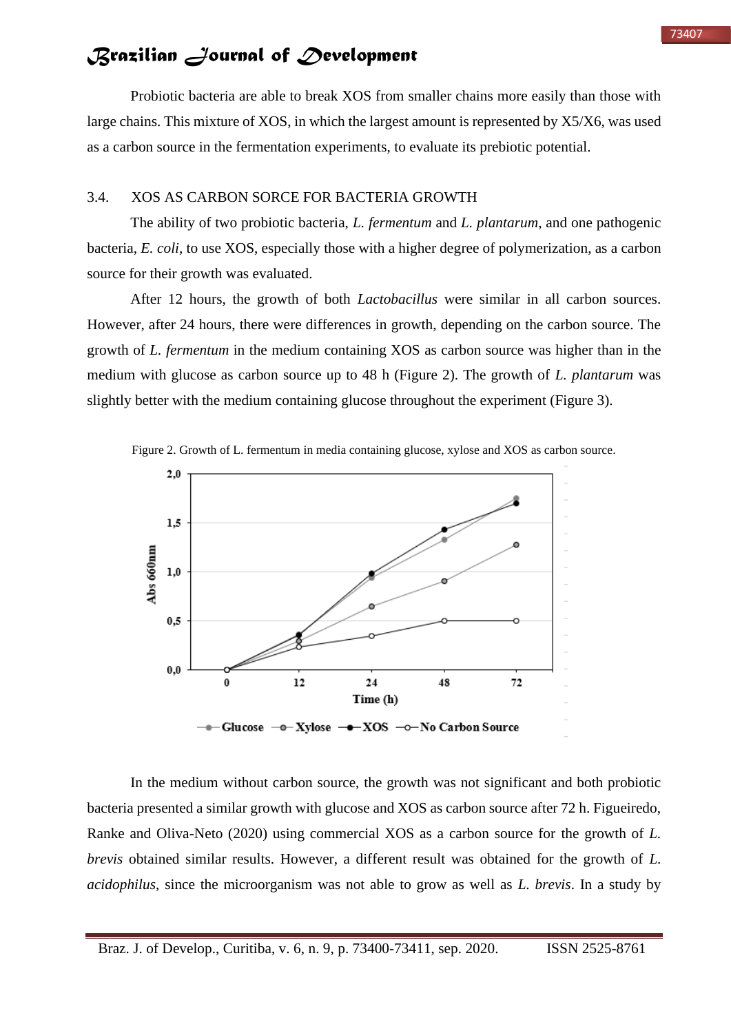Probiotic bacteria are able to break XOS from smaller chains more easily than those with large chains. This mixture of XOS, in which the largest amount is represented by X5/X6, was used as a carbon source in the fermentation experiments, to evaluate its prebiotic potential.

### 3.4. XOS AS CARBON SORCE FOR BACTERIA GROWTH

The ability of two probiotic bacteria, *L. fermentum* and *L. plantarum*, and one pathogenic bacteria, *E. coli*, to use XOS, especially those with a higher degree of polymerization, as a carbon source for their growth was evaluated.

After 12 hours, the growth of both *Lactobacillus* were similar in all carbon sources. However, after 24 hours, there were differences in growth, depending on the carbon source. The growth of *L. fermentum* in the medium containing XOS as carbon source was higher than in the medium with glucose as carbon source up to 48 h (Figure 2). The growth of *L. plantarum* was slightly better with the medium containing glucose throughout the experiment (Figure 3).

Figure 2. Growth of L. fermentum in media containing glucose, xylose and XOS as carbon source.

In the medium without carbon source, the growth was not significant and both probiotic bacteria presented a similar growth with glucose and XOS as carbon source after 72 h. Figueiredo, Ranke and Oliva-Neto (2020) using commercial XOS as a carbon source for the growth of *L. brevis* obtained similar results. However, a different result was obtained for the growth of *L. acidophilus*, since the microorganism was not able to grow as well as *L. brevis*. In a study by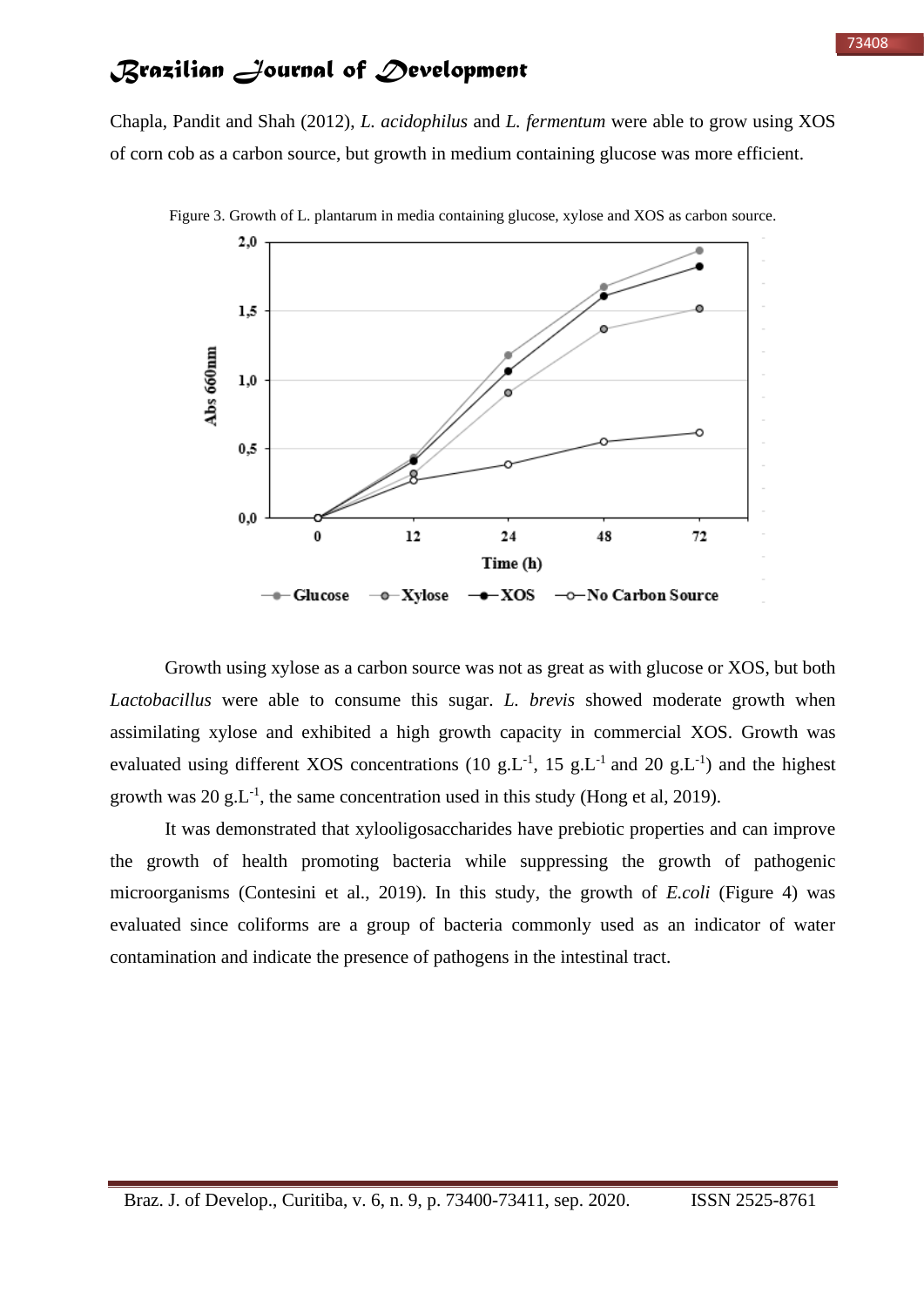Chapla, Pandit and Shah (2012), *L. acidophilus* and *L. fermentum* were able to grow using XOS of corn cob as a carbon source, but growth in medium containing glucose was more efficient.

Figure 3. Growth of L. plantarum in media containing glucose, xylose and XOS as carbon source.

Growth using xylose as a carbon source was not as great as with glucose or XOS, but both *Lactobacillus* were able to consume this sugar. *L. brevis* showed moderate growth when assimilating xylose and exhibited a high growth capacity in commercial XOS. Growth was evaluated using different XOS concentrations (10 $g.L^{-1}$, 15 $g.L^{-1}$ and 20 $g.L^{-1}$) and the highest growth was 20 $g.L^{-1}$, the same concentration used in this study (Hong et al, 2019).

It was demonstrated that xylooligosaccharides have prebiotic properties and can improve the growth of health promoting bacteria while suppressing the growth of pathogenic microorganisms (Contesini et al., 2019). In this study, the growth of *E.coli* (Figure 4) was evaluated since coliforms are a group of bacteria commonly used as an indicator of water contamination and indicate the presence of pathogens in the intestinal tract.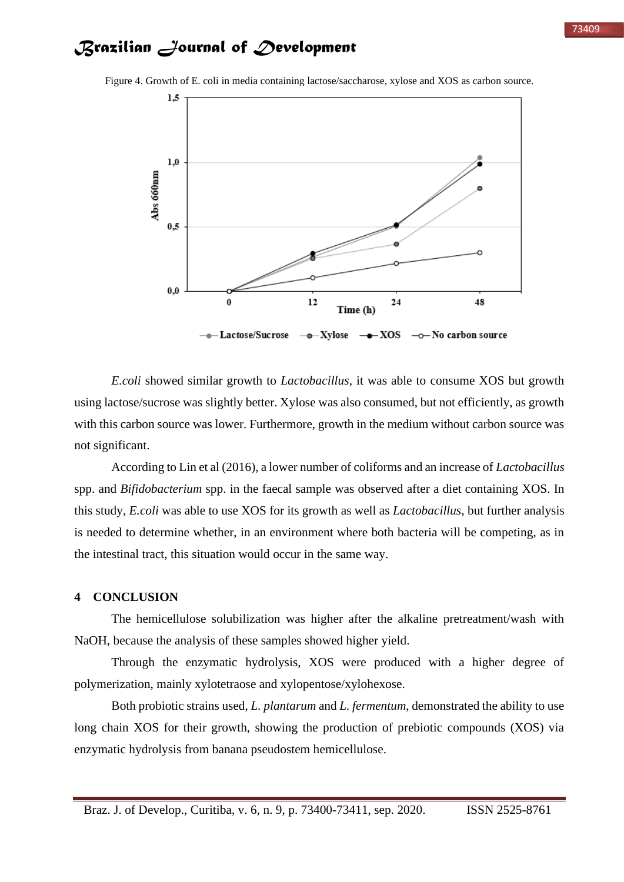Figure 4. Growth of E. coli in media containing lactose/saccharose, xylose and XOS as carbon source.

*E.coli* showed similar growth to *Lactobacillus*, it was able to consume XOS but growth using lactose/sucrose was slightly better. Xylose was also consumed, but not efficiently, as growth with this carbon source was lower. Furthermore, growth in the medium without carbon source was not significant.

According to Lin et al (2016), a lower number of coliforms and an increase of *Lactobacillus* spp. and *Bifidobacterium* spp. in the faecal sample was observed after a diet containing XOS. In this study, *E.coli* was able to use XOS for its growth as well as *Lactobacillus*, but further analysis is needed to determine whether, in an environment where both bacteria will be competing, as in the intestinal tract, this situation would occur in the same way.

## 4 CONCLUSION

The hemicellulose solubilization was higher after the alkaline pretreatment/wash with NaOH, because the analysis of these samples showed higher yield.

Through the enzymatic hydrolysis, XOS were produced with a higher degree of polymerization, mainly xylotetraose and xylopentose/xylohexose.

Both probiotic strains used, *L. plantarum* and *L. fermentum*, demonstrated the ability to use long chain XOS for their growth, showing the production of prebiotic compounds (XOS) via enzymatic hydrolysis from banana pseudostem hemicellulose.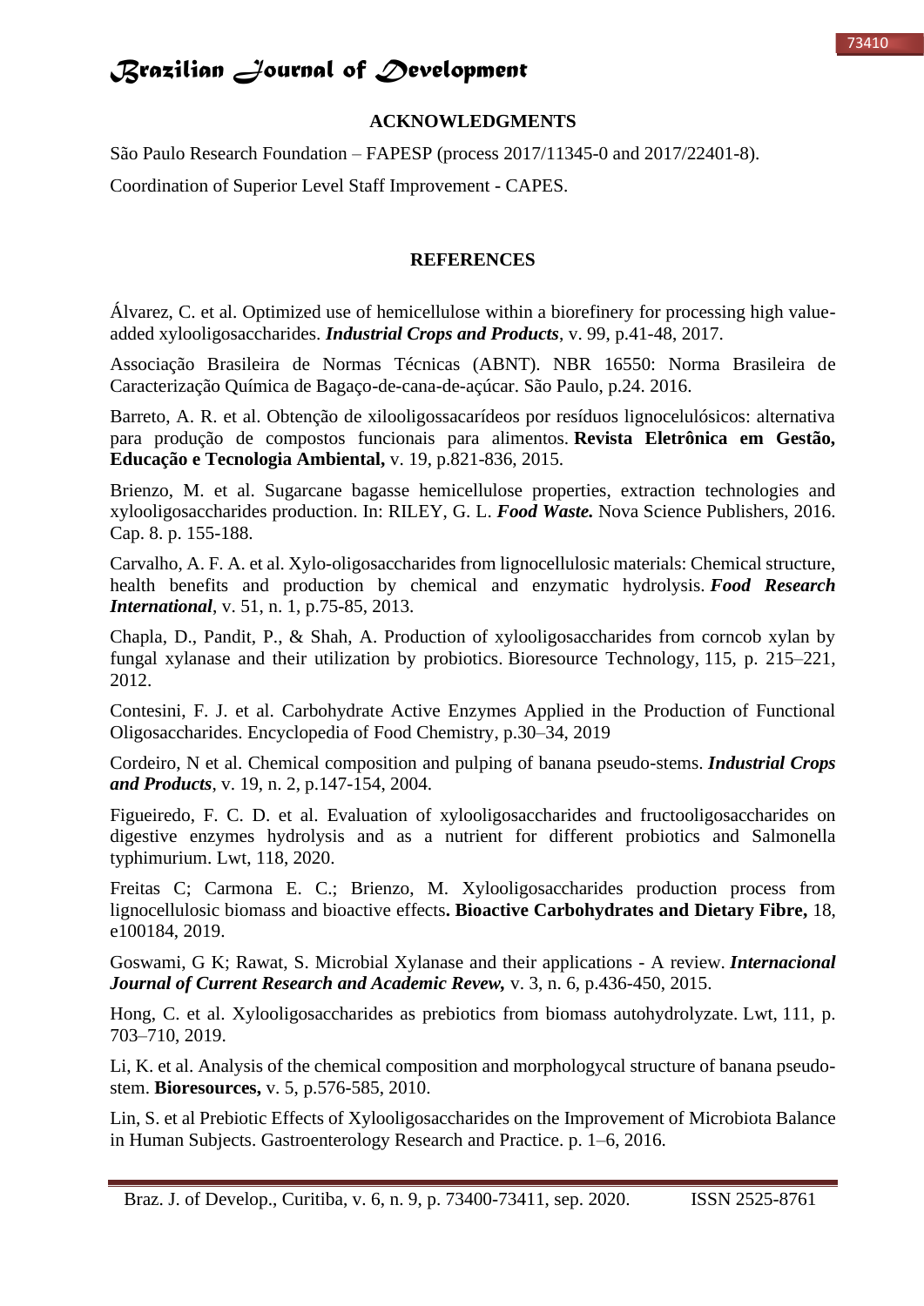## ACKNOWLEDGMENTS

São Paulo Research Foundation – FAPESP (process 2017/11345-0 and 2017/22401-8).

Coordination of Superior Level Staff Improvement - CAPES.

## REFERENCES

Álvarez, C. et al. Optimized use of hemicellulose within a biorefinery for processing high value-added xylooligosaccharides. ***Industrial Crops and Products***, v. 99, p.41-48, 2017.

Associação Brasileira de Normas Técnicas (ABNT). NBR 16550: Norma Brasileira de Caracterização Química de Bagaço-de-cana-de-açúcar. São Paulo, p.24. 2016.

Barreto, A. R. et al. Obtenção de xilooligossacarídeos por resíduos lignocelulósicos: alternativa para produção de compostos funcionais para alimentos. **Revista Eletrônica em Gestão, Educação e Tecnologia Ambiental,** v. 19, p.821-836, 2015.

Brienzo, M. et al. Sugarcane bagasse hemicellulose properties, extraction technologies and xylooligosaccharides production. In: RILEY, G. L. ***Food Waste.*** Nova Science Publishers, 2016. Cap. 8. p. 155-188.

Carvalho, A. F. A. et al. Xylo-oligosaccharides from lignocellulosic materials: Chemical structure, health benefits and production by chemical and enzymatic hydrolysis. ***Food Research International***, v. 51, n. 1, p.75-85, 2013.

Chapla, D., Pandit, P., & Shah, A. Production of xylooligosaccharides from corncob xylan by fungal xylanase and their utilization by probiotics. Bioresource Technology, 115, p. 215–221, 2012.

Contesini, F. J. et al. Carbohydrate Active Enzymes Applied in the Production of Functional Oligosaccharides. Encyclopedia of Food Chemistry, p.30–34, 2019

Cordeiro, N et al. Chemical composition and pulping of banana pseudo-stems. ***Industrial Crops and Products***, v. 19, n. 2, p.147-154, 2004.

Figueiredo, F. C. D. et al. Evaluation of xylooligosaccharides and fructooligosaccharides on digestive enzymes hydrolysis and as a nutrient for different probiotics and Salmonella typhimurium. Lwt, 118, 2020.

Freitas C; Carmona E. C.; Brienzo, M. Xylooligosaccharides production process from lignocellulosic biomass and bioactive effects**. Bioactive Carbohydrates and Dietary Fibre,** 18, e100184, 2019.

Goswami, G K; Rawat, S. Microbial Xylanase and their applications - A review. ***Internacional Journal of Current Research and Academic Revew,*** v. 3, n. 6, p.436-450, 2015.

Hong, C. et al. Xylooligosaccharides as prebiotics from biomass autohydrolyzate. Lwt, 111, p. 703–710, 2019.

Li, K. et al. Analysis of the chemical composition and morphologycal structure of banana pseudo-stem. **Bioresources,** v. 5, p.576-585, 2010.

Lin, S. et al Prebiotic Effects of Xylooligosaccharides on the Improvement of Microbiota Balance in Human Subjects. Gastroenterology Research and Practice. p. 1–6, 2016.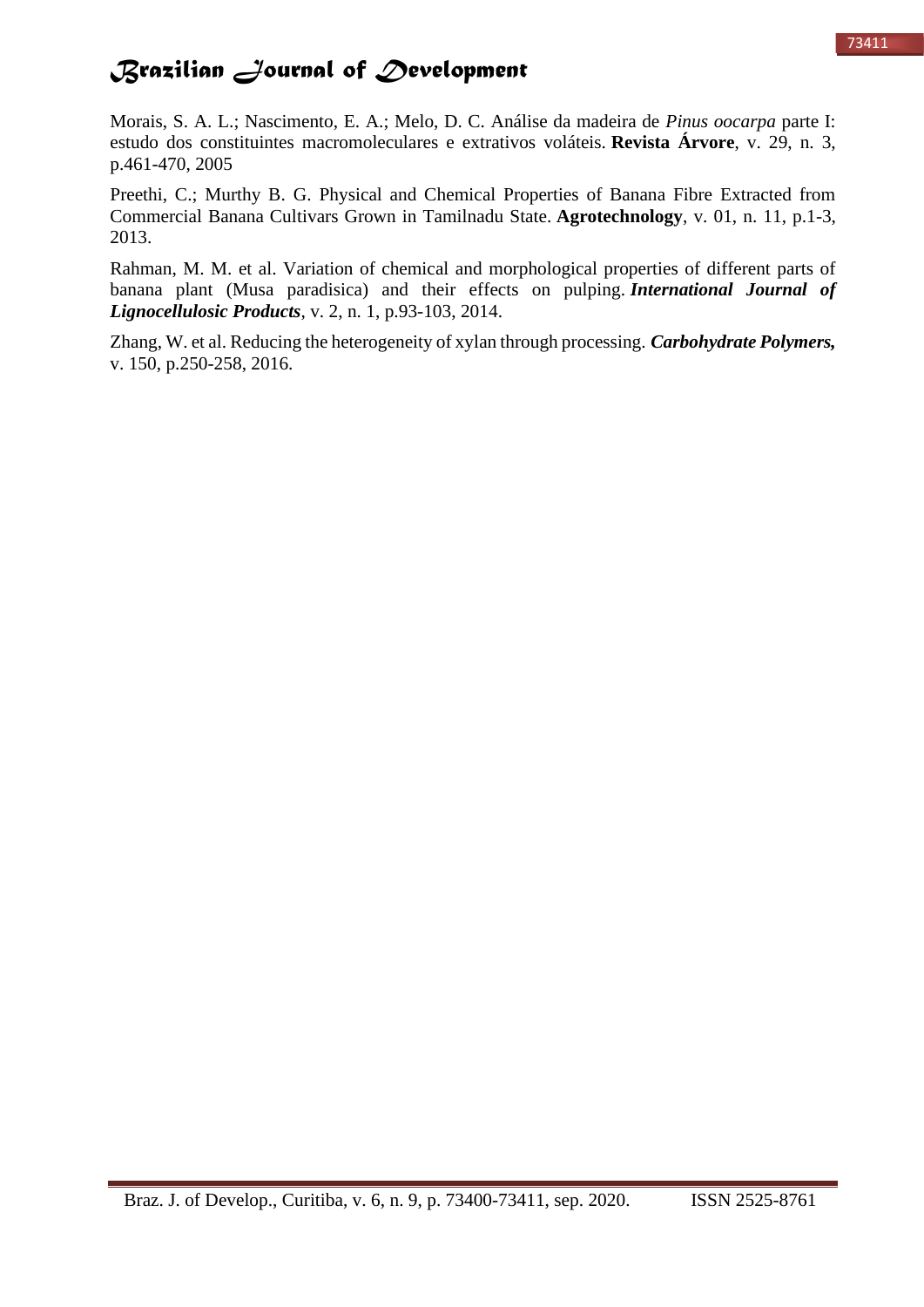Morais, S. A. L.; Nascimento, E. A.; Melo, D. C. Análise da madeira de *Pinus oocarpa* parte I: estudo dos constituintes macromoleculares e extrativos voláteis. **Revista Árvore**, v. 29, n. 3, p.461-470, 2005

Preethi, C.; Murthy B. G. Physical and Chemical Properties of Banana Fibre Extracted from Commercial Banana Cultivars Grown in Tamilnadu State. **Agrotechnology**, v. 01, n. 11, p.1-3, 2013.

Rahman, M. M. et al. Variation of chemical and morphological properties of different parts of banana plant (Musa paradisica) and their effects on pulping. ***International Journal of Lignocellulosic Products***, v. 2, n. 1, p.93-103, 2014.

Zhang, W. et al. Reducing the heterogeneity of xylan through processing. ***Carbohydrate Polymers,*** v. 150, p.250-258, 2016.